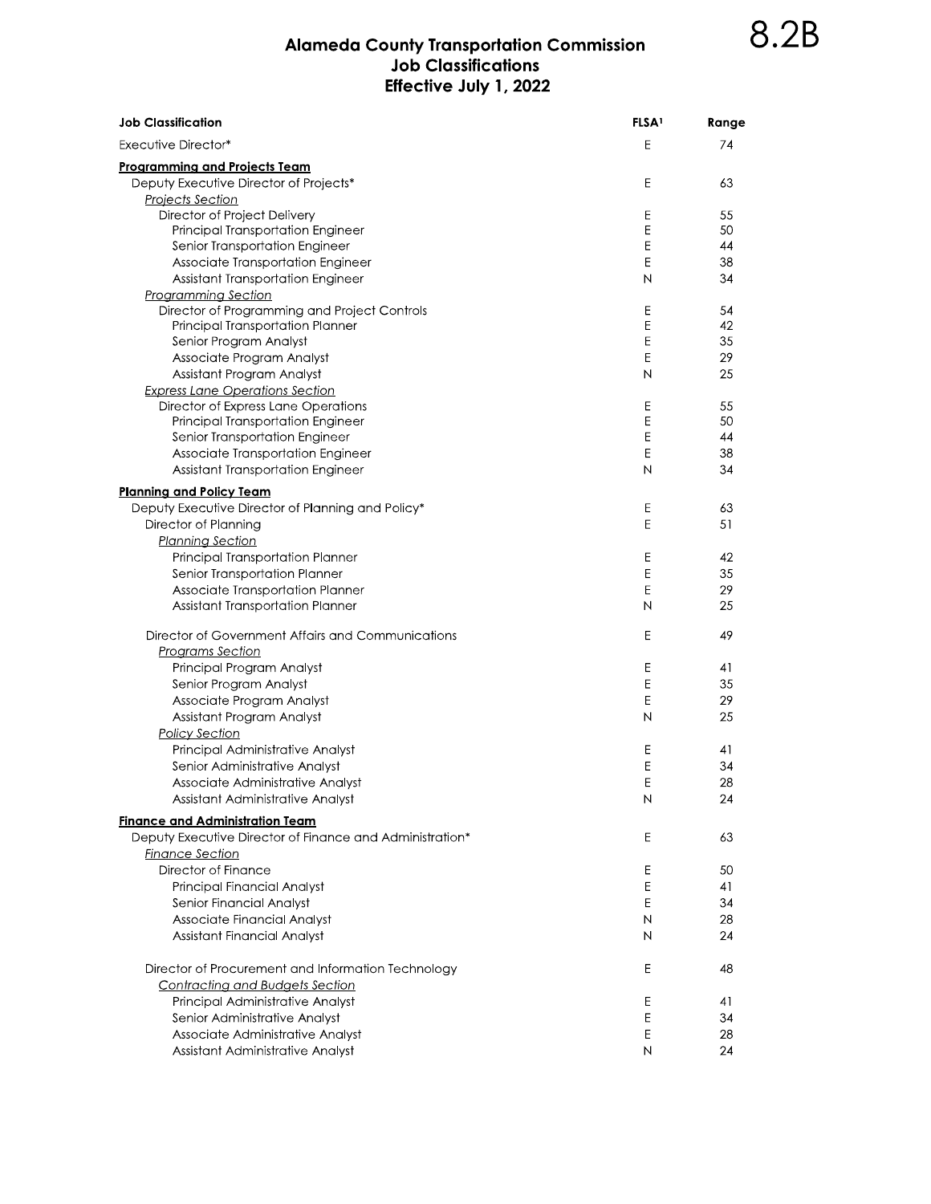8.2B

# Alameda County Transportation Commission
## Job Classifications
## Effective July 1, 2022

| Job Classification | FLSA[1] | Range |
|---|---|---|
| Executive Director* | E | 74 |
| **Programming and Projects Team** | | |
| Deputy Executive Director of Projects* | E | 63 |
| *Projects Section* | | |
| Director of Project Delivery | E | 55 |
| Principal Transportation Engineer | E | 50 |
| Senior Transportation Engineer | E | 44 |
| Associate Transportation Engineer | E | 38 |
| Assistant Transportation Engineer | N | 34 |
| *Programming Section* | | |
| Director of Programming and Project Controls | E | 54 |
| Principal Transportation Planner | E | 42 |
| Senior Program Analyst | E | 35 |
| Associate Program Analyst | E | 29 |
| Assistant Program Analyst | N | 25 |
| *Express Lane Operations Section* | | |
| Director of Express Lane Operations | E | 55 |
| Principal Transportation Engineer | E | 50 |
| Senior Transportation Engineer | E | 44 |
| Associate Transportation Engineer | E | 38 |
| Assistant Transportation Engineer | N | 34 |
| **Planning and Policy Team** | | |
| Deputy Executive Director of Planning and Policy* | E | 63 |
| Director of Planning | E | 51 |
| *Planning Section* | | |
| Principal Transportation Planner | E | 42 |
| Senior Transportation Planner | E | 35 |
| Associate Transportation Planner | E | 29 |
| Assistant Transportation Planner | N | 25 |
| Director of Government Affairs and Communications | E | 49 |
| *Programs Section* | | |
| Principal Program Analyst | E | 41 |
| Senior Program Analyst | E | 35 |
| Associate Program Analyst | E | 29 |
| Assistant Program Analyst | N | 25 |
| *Policy Section* | | |
| Principal Administrative Analyst | E | 41 |
| Senior Administrative Analyst | E | 34 |
| Associate Administrative Analyst | E | 28 |
| Assistant Administrative Analyst | N | 24 |
| **Finance and Administration Team** | | |
| Deputy Executive Director of Finance and Administration* | E | 63 |
| *Finance Section* | | |
| Director of Finance | E | 50 |
| Principal Financial Analyst | E | 41 |
| Senior Financial Analyst | E | 34 |
| Associate Financial Analyst | N | 28 |
| Assistant Financial Analyst | N | 24 |
| Director of Procurement and Information Technology | E | 48 |
| *Contracting and Budgets Section* | | |
| Principal Administrative Analyst | E | 41 |
| Senior Administrative Analyst | E | 34 |
| Associate Administrative Analyst | E | 28 |
| Assistant Administrative Analyst | N | 24 |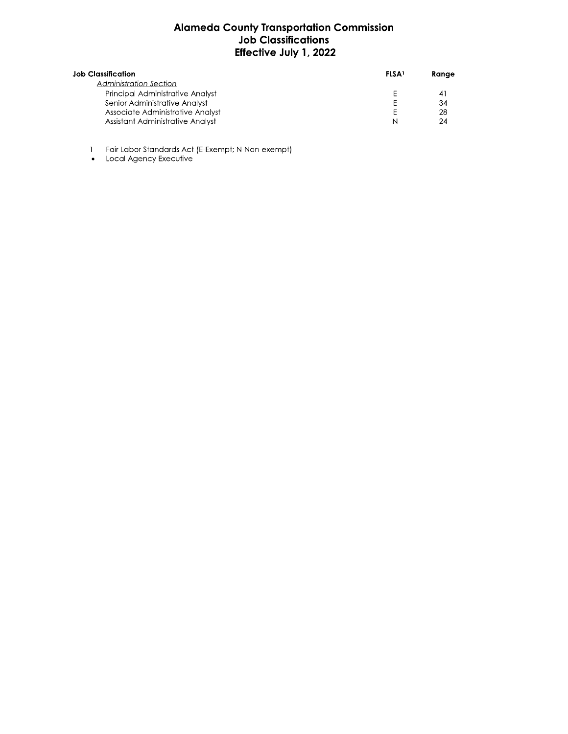# Alameda County Transportation Commission
## Job Classifications
### Effective July 1, 2022

| Job Classification | FLSA[1] | Range |
|---|---|---|
| *Administration Section* | | |
| Principal Administrative Analyst | E | 41 |
| Senior Administrative Analyst | E | 34 |
| Associate Administrative Analyst | E | 28 |
| Assistant Administrative Analyst | N | 24 |

1 Fair Labor Standards Act (E-Exempt; N-Non-exempt)

- Local Agency Executive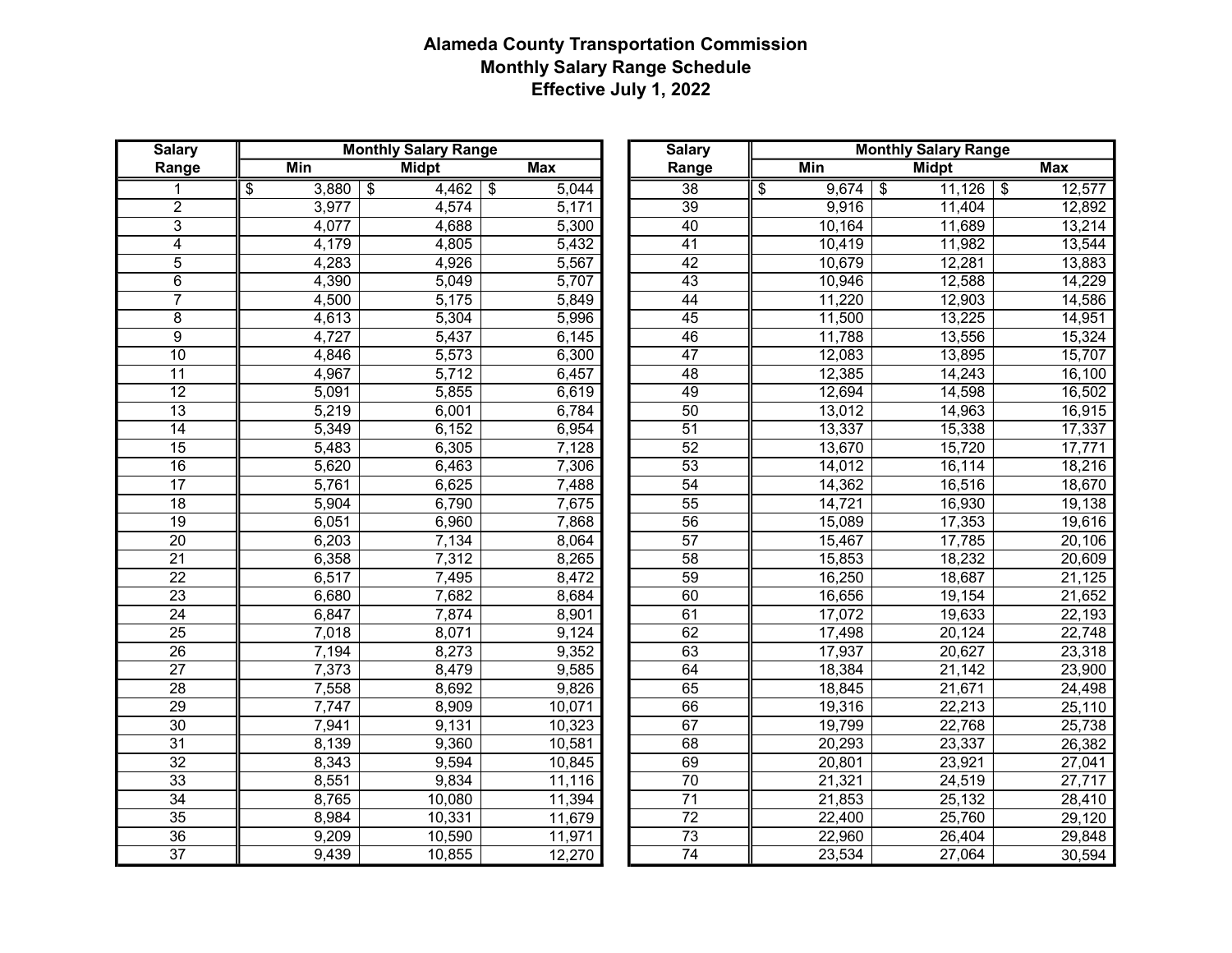**Alameda County Transportation Commission**
**Monthly Salary Range Schedule**
**Effective July 1, 2022**

| Salary Range | Monthly Salary Range | | |
|---|---|---|---|
| | Min | Midpt | Max |
| 1 | $ 3,880 | $ 4,462 | $ 5,044 |
| 2 | 3,977 | 4,574 | 5,171 |
| 3 | 4,077 | 4,688 | 5,300 |
| 4 | 4,179 | 4,805 | 5,432 |
| 5 | 4,283 | 4,926 | 5,567 |
| 6 | 4,390 | 5,049 | 5,707 |
| 7 | 4,500 | 5,175 | 5,849 |
| 8 | 4,613 | 5,304 | 5,996 |
| 9 | 4,727 | 5,437 | 6,145 |
| 10 | 4,846 | 5,573 | 6,300 |
| 11 | 4,967 | 5,712 | 6,457 |
| 12 | 5,091 | 5,855 | 6,619 |
| 13 | 5,219 | 6,001 | 6,784 |
| 14 | 5,349 | 6,152 | 6,954 |
| 15 | 5,483 | 6,305 | 7,128 |
| 16 | 5,620 | 6,463 | 7,306 |
| 17 | 5,761 | 6,625 | 7,488 |
| 18 | 5,904 | 6,790 | 7,675 |
| 19 | 6,051 | 6,960 | 7,868 |
| 20 | 6,203 | 7,134 | 8,064 |
| 21 | 6,358 | 7,312 | 8,265 |
| 22 | 6,517 | 7,495 | 8,472 |
| 23 | 6,680 | 7,682 | 8,684 |
| 24 | 6,847 | 7,874 | 8,901 |
| 25 | 7,018 | 8,071 | 9,124 |
| 26 | 7,194 | 8,273 | 9,352 |
| 27 | 7,373 | 8,479 | 9,585 |
| 28 | 7,558 | 8,692 | 9,826 |
| 29 | 7,747 | 8,909 | 10,071 |
| 30 | 7,941 | 9,131 | 10,323 |
| 31 | 8,139 | 9,360 | 10,581 |
| 32 | 8,343 | 9,594 | 10,845 |
| 33 | 8,551 | 9,834 | 11,116 |
| 34 | 8,765 | 10,080 | 11,394 |
| 35 | 8,984 | 10,331 | 11,679 |
| 36 | 9,209 | 10,590 | 11,971 |
| 37 | 9,439 | 10,855 | 12,270 |

| Salary Range | Monthly Salary Range | | |
|---|---|---|---|
| | Min | Midpt | Max |
| 38 | $ 9,674 | $ 11,126 | $ 12,577 |
| 39 | 9,916 | 11,404 | 12,892 |
| 40 | 10,164 | 11,689 | 13,214 |
| 41 | 10,419 | 11,982 | 13,544 |
| 42 | 10,679 | 12,281 | 13,883 |
| 43 | 10,946 | 12,588 | 14,229 |
| 44 | 11,220 | 12,903 | 14,586 |
| 45 | 11,500 | 13,225 | 14,951 |
| 46 | 11,788 | 13,556 | 15,324 |
| 47 | 12,083 | 13,895 | 15,707 |
| 48 | 12,385 | 14,243 | 16,100 |
| 49 | 12,694 | 14,598 | 16,502 |
| 50 | 13,012 | 14,963 | 16,915 |
| 51 | 13,337 | 15,338 | 17,337 |
| 52 | 13,670 | 15,720 | 17,771 |
| 53 | 14,012 | 16,114 | 18,216 |
| 54 | 14,362 | 16,516 | 18,670 |
| 55 | 14,721 | 16,930 | 19,138 |
| 56 | 15,089 | 17,353 | 19,616 |
| 57 | 15,467 | 17,785 | 20,106 |
| 58 | 15,853 | 18,232 | 20,609 |
| 59 | 16,250 | 18,687 | 21,125 |
| 60 | 16,656 | 19,154 | 21,652 |
| 61 | 17,072 | 19,633 | 22,193 |
| 62 | 17,498 | 20,124 | 22,748 |
| 63 | 17,937 | 20,627 | 23,318 |
| 64 | 18,384 | 21,142 | 23,900 |
| 65 | 18,845 | 21,671 | 24,498 |
| 66 | 19,316 | 22,213 | 25,110 |
| 67 | 19,799 | 22,768 | 25,738 |
| 68 | 20,293 | 23,337 | 26,382 |
| 69 | 20,801 | 23,921 | 27,041 |
| 70 | 21,321 | 24,519 | 27,717 |
| 71 | 21,853 | 25,132 | 28,410 |
| 72 | 22,400 | 25,760 | 29,120 |
| 73 | 22,960 | 26,404 | 29,848 |
| 74 | 23,534 | 27,064 | 30,594 |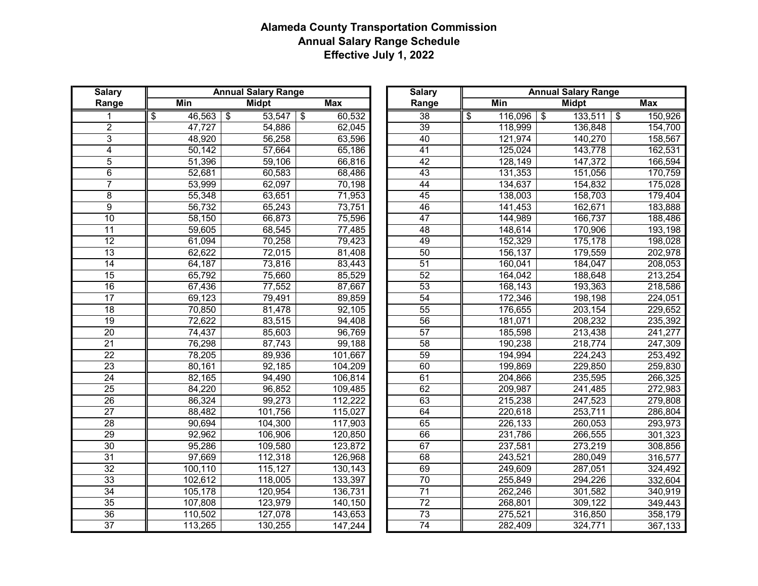**Alameda County Transportation Commission**
**Annual Salary Range Schedule**
**Effective July 1, 2022**

| Salary Range | Annual Salary Range | | |
|---|---|---|---|
| | Min | Midpt | Max |
| 1 | $ 46,563 | $ 53,547 | $ 60,532 |
| 2 | 47,727 | 54,886 | 62,045 |
| 3 | 48,920 | 56,258 | 63,596 |
| 4 | 50,142 | 57,664 | 65,186 |
| 5 | 51,396 | 59,106 | 66,816 |
| 6 | 52,681 | 60,583 | 68,486 |
| 7 | 53,999 | 62,097 | 70,198 |
| 8 | 55,348 | 63,651 | 71,953 |
| 9 | 56,732 | 65,243 | 73,751 |
| 10 | 58,150 | 66,873 | 75,596 |
| 11 | 59,605 | 68,545 | 77,485 |
| 12 | 61,094 | 70,258 | 79,423 |
| 13 | 62,622 | 72,015 | 81,408 |
| 14 | 64,187 | 73,816 | 83,443 |
| 15 | 65,792 | 75,660 | 85,529 |
| 16 | 67,436 | 77,552 | 87,667 |
| 17 | 69,123 | 79,491 | 89,859 |
| 18 | 70,850 | 81,478 | 92,105 |
| 19 | 72,622 | 83,515 | 94,408 |
| 20 | 74,437 | 85,603 | 96,769 |
| 21 | 76,298 | 87,743 | 99,188 |
| 22 | 78,205 | 89,936 | 101,667 |
| 23 | 80,161 | 92,185 | 104,209 |
| 24 | 82,165 | 94,490 | 106,814 |
| 25 | 84,220 | 96,852 | 109,485 |
| 26 | 86,324 | 99,273 | 112,222 |
| 27 | 88,482 | 101,756 | 115,027 |
| 28 | 90,694 | 104,300 | 117,903 |
| 29 | 92,962 | 106,906 | 120,850 |
| 30 | 95,286 | 109,580 | 123,872 |
| 31 | 97,669 | 112,318 | 126,968 |
| 32 | 100,110 | 115,127 | 130,143 |
| 33 | 102,612 | 118,005 | 133,397 |
| 34 | 105,178 | 120,954 | 136,731 |
| 35 | 107,808 | 123,979 | 140,150 |
| 36 | 110,502 | 127,078 | 143,653 |
| 37 | 113,265 | 130,255 | 147,244 |

| Salary Range | Annual Salary Range | | |
|---|---|---|---|
| | Min | Midpt | Max |
| 38 | $ 116,096 | $ 133,511 | $ 150,926 |
| 39 | 118,999 | 136,848 | 154,700 |
| 40 | 121,974 | 140,270 | 158,567 |
| 41 | 125,024 | 143,778 | 162,531 |
| 42 | 128,149 | 147,372 | 166,594 |
| 43 | 131,353 | 151,056 | 170,759 |
| 44 | 134,637 | 154,832 | 175,028 |
| 45 | 138,003 | 158,703 | 179,404 |
| 46 | 141,453 | 162,671 | 183,888 |
| 47 | 144,989 | 166,737 | 188,486 |
| 48 | 148,614 | 170,906 | 193,198 |
| 49 | 152,329 | 175,178 | 198,028 |
| 50 | 156,137 | 179,559 | 202,978 |
| 51 | 160,041 | 184,047 | 208,053 |
| 52 | 164,042 | 188,648 | 213,254 |
| 53 | 168,143 | 193,363 | 218,586 |
| 54 | 172,346 | 198,198 | 224,051 |
| 55 | 176,655 | 203,154 | 229,652 |
| 56 | 181,071 | 208,232 | 235,392 |
| 57 | 185,598 | 213,438 | 241,277 |
| 58 | 190,238 | 218,774 | 247,309 |
| 59 | 194,994 | 224,243 | 253,492 |
| 60 | 199,869 | 229,850 | 259,830 |
| 61 | 204,866 | 235,595 | 266,325 |
| 62 | 209,987 | 241,485 | 272,983 |
| 63 | 215,238 | 247,523 | 279,808 |
| 64 | 220,618 | 253,711 | 286,804 |
| 65 | 226,133 | 260,053 | 293,973 |
| 66 | 231,786 | 266,555 | 301,323 |
| 67 | 237,581 | 273,219 | 308,856 |
| 68 | 243,521 | 280,049 | 316,577 |
| 69 | 249,609 | 287,051 | 324,492 |
| 70 | 255,849 | 294,226 | 332,604 |
| 71 | 262,246 | 301,582 | 340,919 |
| 72 | 268,801 | 309,122 | 349,443 |
| 73 | 275,521 | 316,850 | 358,179 |
| 74 | 282,409 | 324,771 | 367,133 |